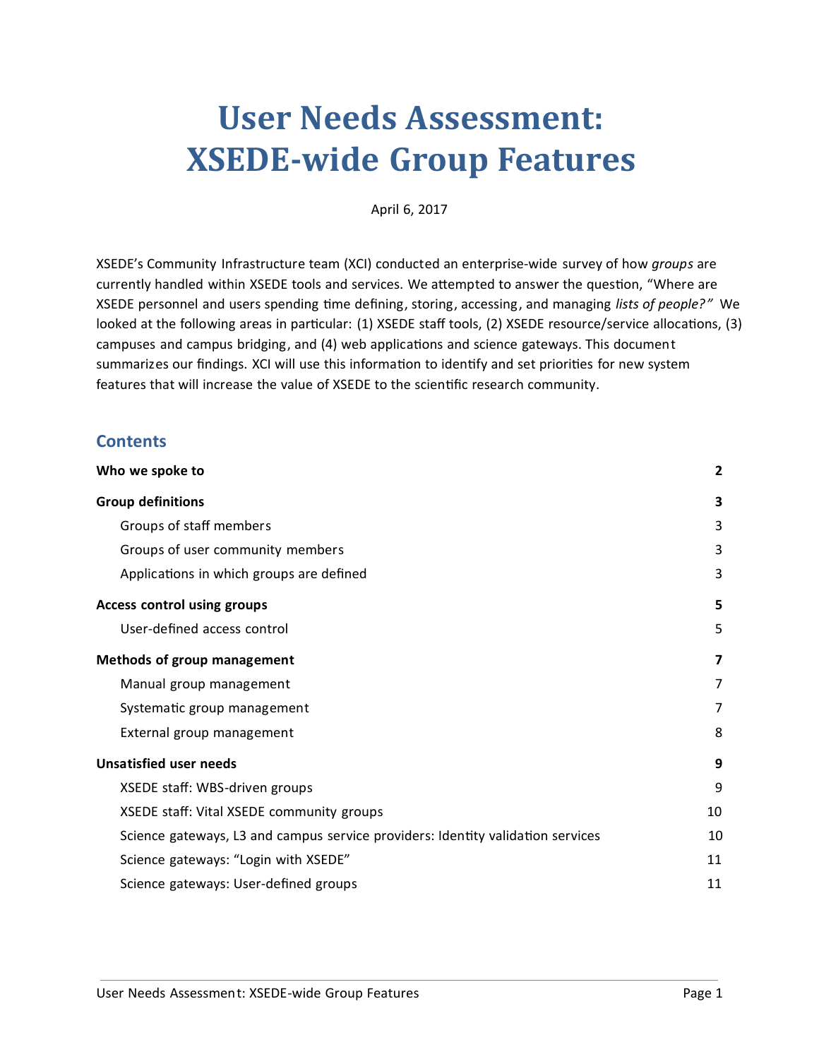# User Needs Assessment: XSEDE-wide Group Features

April 6, 2017

XSEDE's Community Infrastructure team (XCI) conducted an enterprise-wide survey of how *groups* are currently handled within XSEDE tools and services. We attempted to answer the question, "Where are XSEDE personnel and users spending time defining, storing, accessing, and managing *lists of people?"* We looked at the following areas in particular: (1) XSEDE staff tools, (2) XSEDE resource/service allocations, (3) campuses and campus bridging, and (4) web applications and science gateways. This document summarizes our findings. XCI will use this information to identify and set priorities for new system features that will increase the value of XSEDE to the scientific research community.

## Contents

| | |
|---|---|
| **Who we spoke to** | **2** |
| **Group definitions** | **3** |
| Groups of staff members | 3 |
| Groups of user community members | 3 |
| Applications in which groups are defined | 3 |
| **Access control using groups** | **5** |
| User-defined access control | 5 |
| **Methods of group management** | **7** |
| Manual group management | 7 |
| Systematic group management | 7 |
| External group management | 8 |
| **Unsatisfied user needs** | **9** |
| XSEDE staff: WBS-driven groups | 9 |
| XSEDE staff: Vital XSEDE community groups | 10 |
| Science gateways, L3 and campus service providers: Identity validation services | 10 |
| Science gateways: "Login with XSEDE" | 11 |
| Science gateways: User-defined groups | 11 |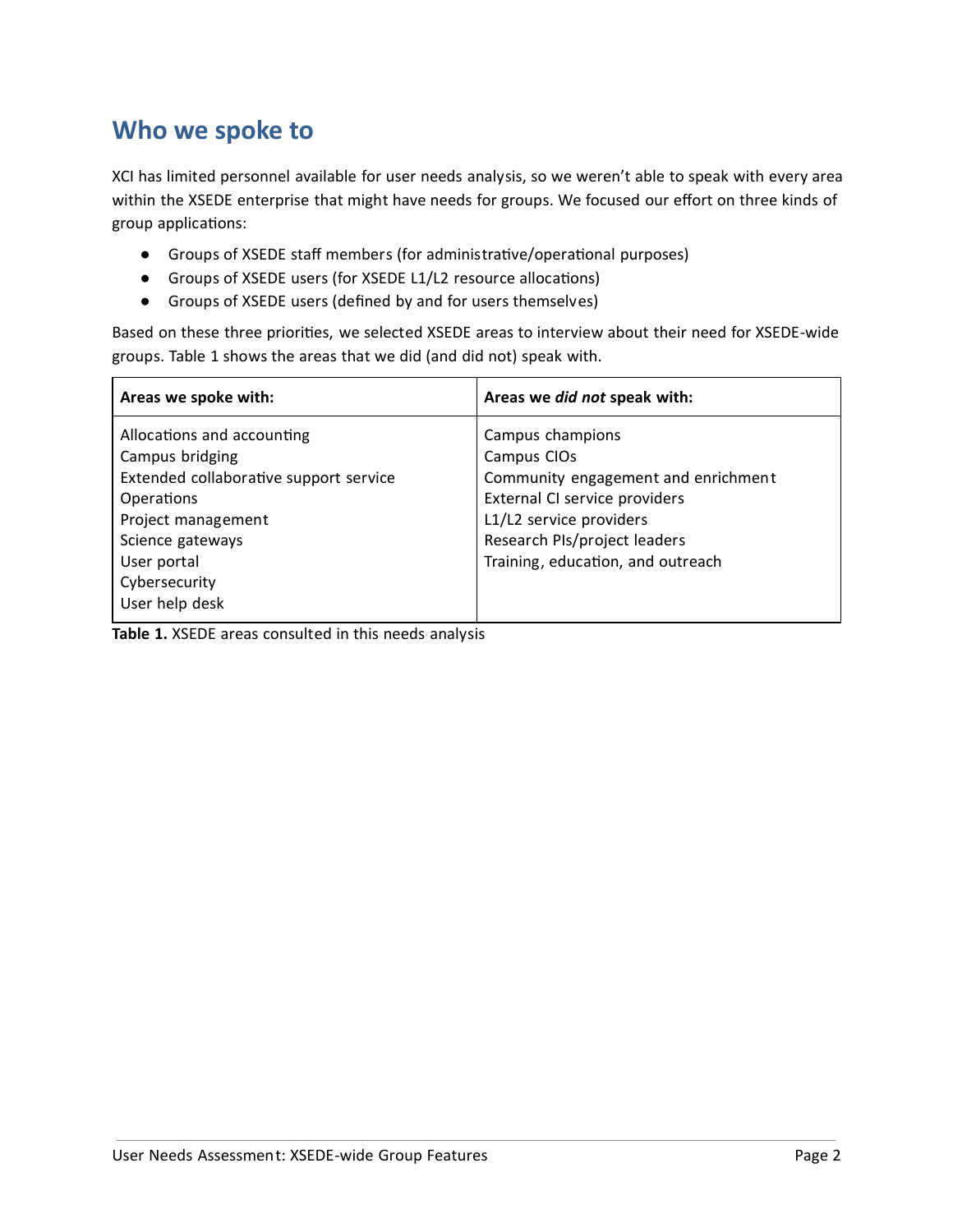## Who we spoke to

XCI has limited personnel available for user needs analysis, so we weren't able to speak with every area within the XSEDE enterprise that might have needs for groups. We focused our effort on three kinds of group applications:

- Groups of XSEDE staff members (for administrative/operational purposes)
- Groups of XSEDE users (for XSEDE L1/L2 resource allocations)
- Groups of XSEDE users (defined by and for users themselves)

Based on these three priorities, we selected XSEDE areas to interview about their need for XSEDE-wide groups. Table 1 shows the areas that we did (and did not) speak with.

| **Areas we spoke with:** | **Areas we *did not* speak with:** |
|---|---|
| Allocations and accounting | Campus champions |
| Campus bridging | Campus CIOs |
| Extended collaborative support service | Community engagement and enrichment |
| Operations | External CI service providers |
| Project management | L1/L2 service providers |
| Science gateways | Research PIs/project leaders |
| User portal | Training, education, and outreach |
| Cybersecurity | |
| User help desk | |

**Table 1.** XSEDE areas consulted in this needs analysis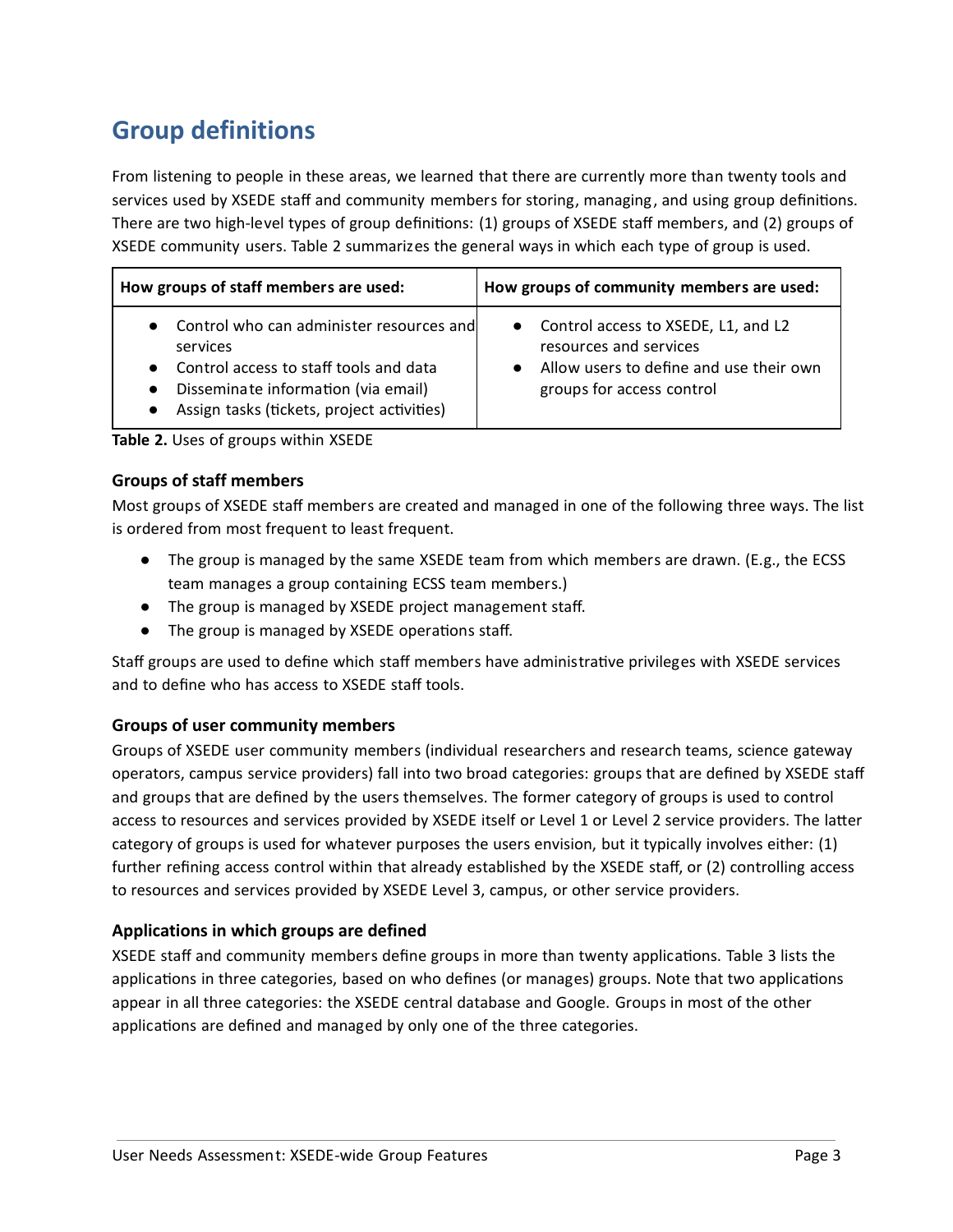## Group definitions

From listening to people in these areas, we learned that there are currently more than twenty tools and services used by XSEDE staff and community members for storing, managing, and using group definitions. There are two high-level types of group definitions: (1) groups of XSEDE staff members, and (2) groups of XSEDE community users. Table 2 summarizes the general ways in which each type of group is used.

| How groups of staff members are used: | How groups of community members are used: |
| --- | --- |
| • Control who can administer resources and services<br>• Control access to staff tools and data<br>• Disseminate information (via email)<br>• Assign tasks (tickets, project activities) | • Control access to XSEDE, L1, and L2 resources and services<br>• Allow users to define and use their own groups for access control |

**Table 2.** Uses of groups within XSEDE

### Groups of staff members

Most groups of XSEDE staff members are created and managed in one of the following three ways. The list is ordered from most frequent to least frequent.

- The group is managed by the same XSEDE team from which members are drawn. (E.g., the ECSS team manages a group containing ECSS team members.)
- The group is managed by XSEDE project management staff.
- The group is managed by XSEDE operations staff.

Staff groups are used to define which staff members have administrative privileges with XSEDE services and to define who has access to XSEDE staff tools.

### Groups of user community members

Groups of XSEDE user community members (individual researchers and research teams, science gateway operators, campus service providers) fall into two broad categories: groups that are defined by XSEDE staff and groups that are defined by the users themselves. The former category of groups is used to control access to resources and services provided by XSEDE itself or Level 1 or Level 2 service providers. The latter category of groups is used for whatever purposes the users envision, but it typically involves either: (1) further refining access control within that already established by the XSEDE staff, or (2) controlling access to resources and services provided by XSEDE Level 3, campus, or other service providers.

### Applications in which groups are defined

XSEDE staff and community members define groups in more than twenty applications. Table 3 lists the applications in three categories, based on who defines (or manages) groups. Note that two applications appear in all three categories: the XSEDE central database and Google. Groups in most of the other applications are defined and managed by only one of the three categories.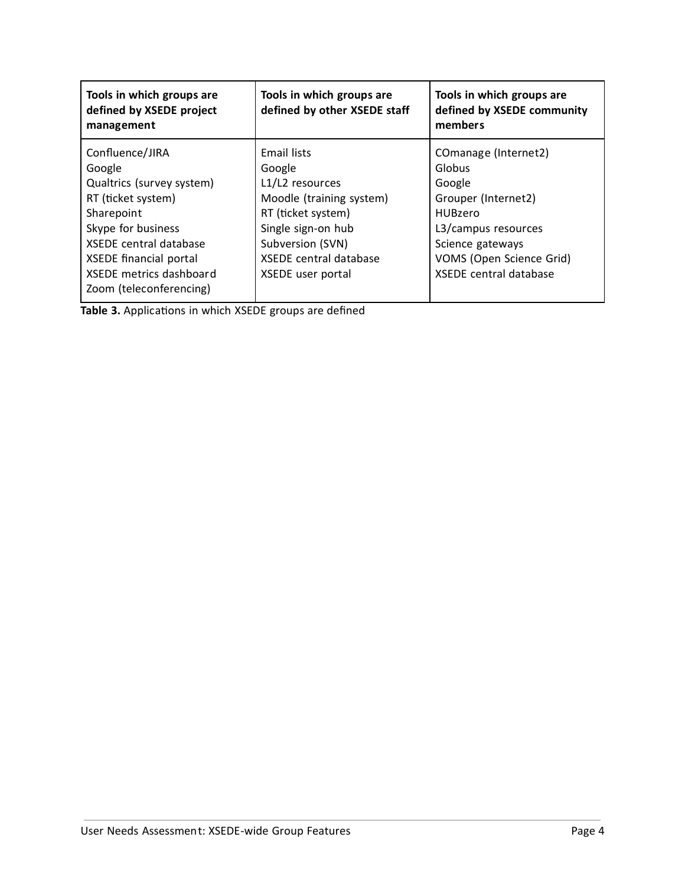| Tools in which groups are defined by XSEDE project management | Tools in which groups are defined by other XSEDE staff | Tools in which groups are defined by XSEDE community members |
|---|---|---|
| Confluence/JIRA<br>Google<br>Qualtrics (survey system)<br>RT (ticket system)<br>Sharepoint<br>Skype for business<br>XSEDE central database<br>XSEDE financial portal<br>XSEDE metrics dashboard<br>Zoom (teleconferencing) | Email lists<br>Google<br>L1/L2 resources<br>Moodle (training system)<br>RT (ticket system)<br>Single sign-on hub<br>Subversion (SVN)<br>XSEDE central database<br>XSEDE user portal | COmanage (Internet2)<br>Globus<br>Google<br>Grouper (Internet2)<br>HUBzero<br>L3/campus resources<br>Science gateways<br>VOMS (Open Science Grid)<br>XSEDE central database |

**Table 3.** Applications in which XSEDE groups are defined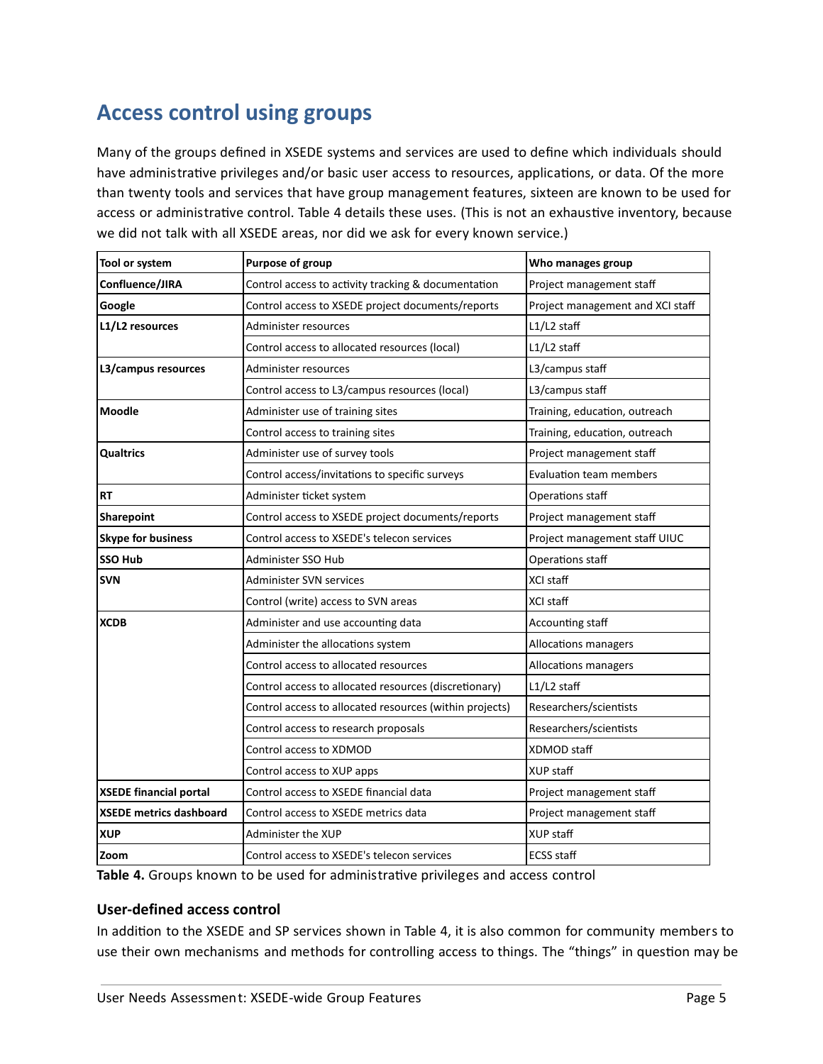## Access control using groups

Many of the groups defined in XSEDE systems and services are used to define which individuals should have administrative privileges and/or basic user access to resources, applications, or data. Of the more than twenty tools and services that have group management features, sixteen are known to be used for access or administrative control. Table 4 details these uses. (This is not an exhaustive inventory, because we did not talk with all XSEDE areas, nor did we ask for every known service.)

| Tool or system | Purpose of group | Who manages group |
|---|---|---|
| **Confluence/JIRA** | Control access to activity tracking & documentation | Project management staff |
| **Google** | Control access to XSEDE project documents/reports | Project management and XCI staff |
| **L1/L2 resources** | Administer resources | L1/L2 staff |
| | Control access to allocated resources (local) | L1/L2 staff |
| **L3/campus resources** | Administer resources | L3/campus staff |
| | Control access to L3/campus resources (local) | L3/campus staff |
| **Moodle** | Administer use of training sites | Training, education, outreach |
| | Control access to training sites | Training, education, outreach |
| **Qualtrics** | Administer use of survey tools | Project management staff |
| | Control access/invitations to specific surveys | Evaluation team members |
| **RT** | Administer ticket system | Operations staff |
| **Sharepoint** | Control access to XSEDE project documents/reports | Project management staff |
| **Skype for business** | Control access to XSEDE's telecon services | Project management staff UIUC |
| **SSO Hub** | Administer SSO Hub | Operations staff |
| **SVN** | Administer SVN services | XCI staff |
| | Control (write) access to SVN areas | XCI staff |
| **XCDB** | Administer and use accounting data | Accounting staff |
| | Administer the allocations system | Allocations managers |
| | Control access to allocated resources | Allocations managers |
| | Control access to allocated resources (discretionary) | L1/L2 staff |
| | Control access to allocated resources (within projects) | Researchers/scientists |
| | Control access to research proposals | Researchers/scientists |
| | Control access to XDMOD | XDMOD staff |
| | Control access to XUP apps | XUP staff |
| **XSEDE financial portal** | Control access to XSEDE financial data | Project management staff |
| **XSEDE metrics dashboard** | Control access to XSEDE metrics data | Project management staff |
| **XUP** | Administer the XUP | XUP staff |
| **Zoom** | Control access to XSEDE's telecon services | ECSS staff |

**Table 4.** Groups known to be used for administrative privileges and access control

### User-defined access control

In addition to the XSEDE and SP services shown in Table 4, it is also common for community members to use their own mechanisms and methods for controlling access to things. The "things" in question may be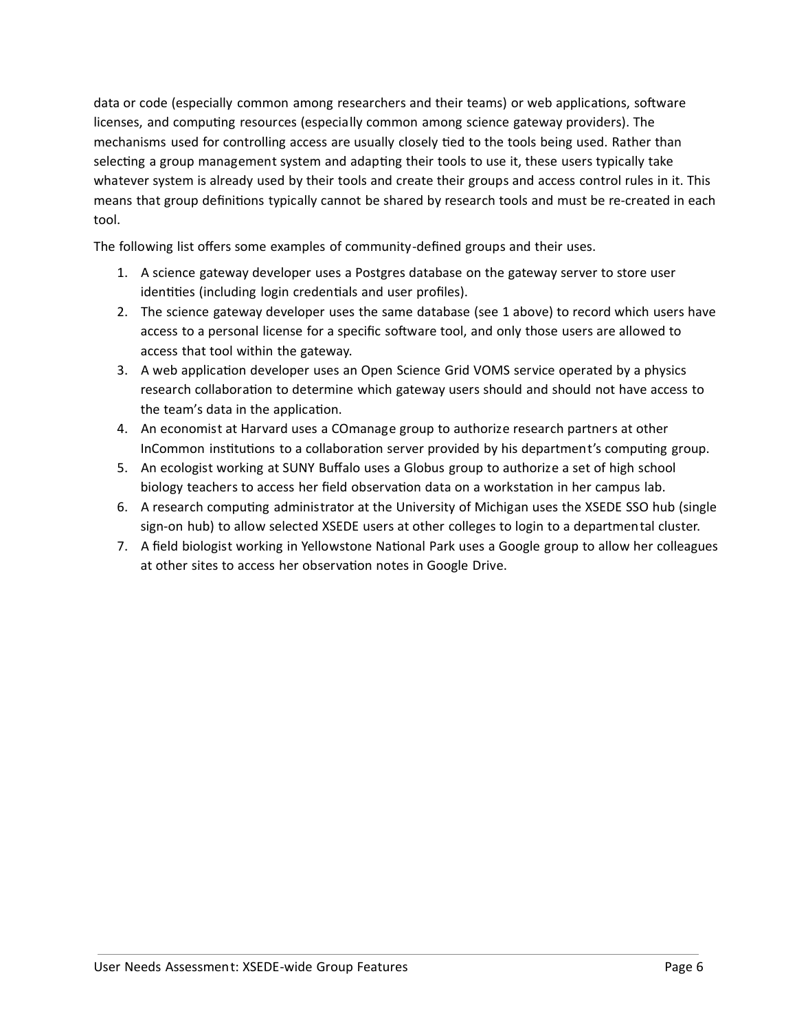data or code (especially common among researchers and their teams) or web applications, software licenses, and computing resources (especially common among science gateway providers). The mechanisms used for controlling access are usually closely tied to the tools being used. Rather than selecting a group management system and adapting their tools to use it, these users typically take whatever system is already used by their tools and create their groups and access control rules in it. This means that group definitions typically cannot be shared by research tools and must be re-created in each tool.

The following list offers some examples of community-defined groups and their uses.

1. A science gateway developer uses a Postgres database on the gateway server to store user identities (including login credentials and user profiles).
2. The science gateway developer uses the same database (see 1 above) to record which users have access to a personal license for a specific software tool, and only those users are allowed to access that tool within the gateway.
3. A web application developer uses an Open Science Grid VOMS service operated by a physics research collaboration to determine which gateway users should and should not have access to the team's data in the application.
4. An economist at Harvard uses a COmanage group to authorize research partners at other InCommon institutions to a collaboration server provided by his department's computing group.
5. An ecologist working at SUNY Buffalo uses a Globus group to authorize a set of high school biology teachers to access her field observation data on a workstation in her campus lab.
6. A research computing administrator at the University of Michigan uses the XSEDE SSO hub (single sign-on hub) to allow selected XSEDE users at other colleges to login to a departmental cluster.
7. A field biologist working in Yellowstone National Park uses a Google group to allow her colleagues at other sites to access her observation notes in Google Drive.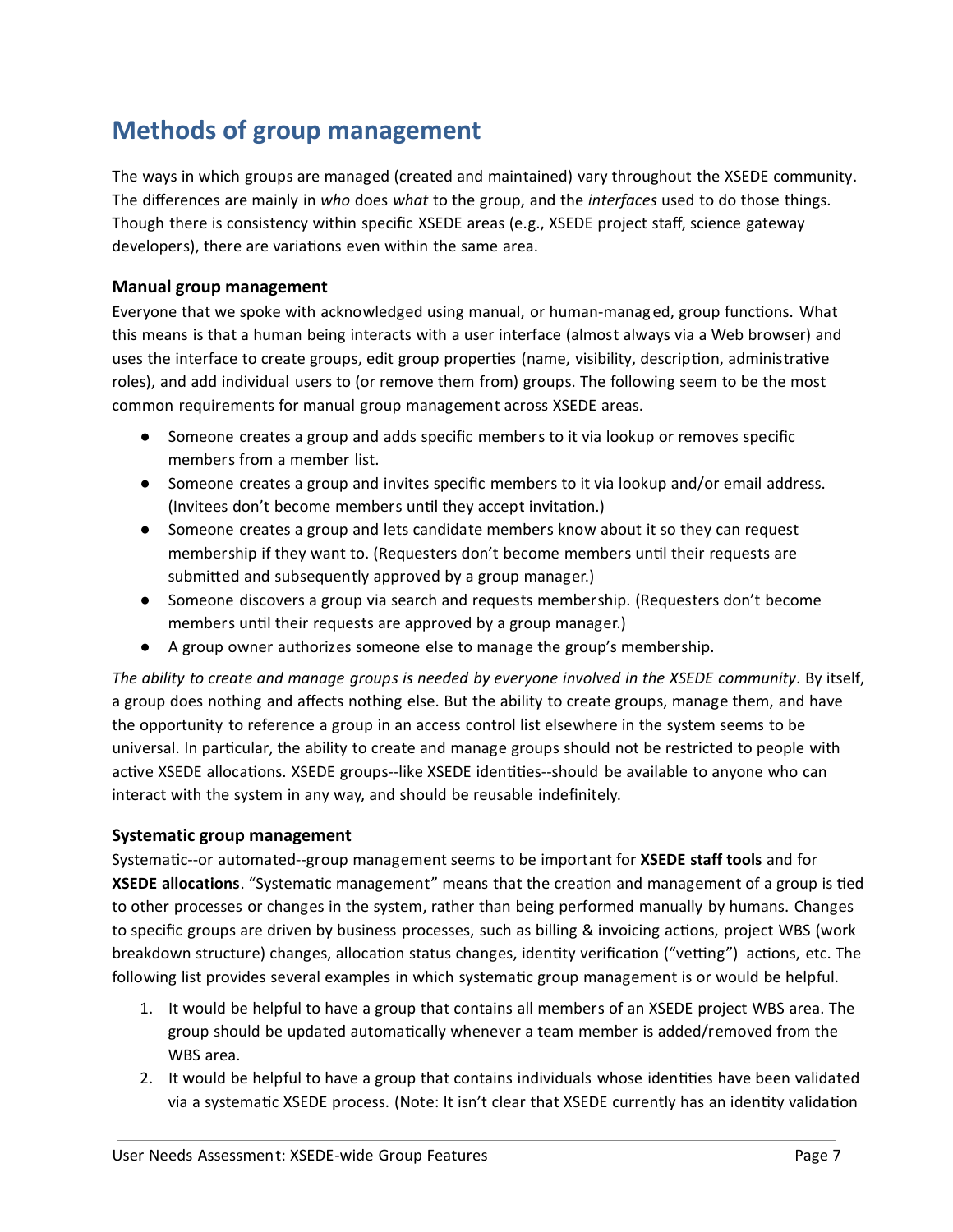## Methods of group management

The ways in which groups are managed (created and maintained) vary throughout the XSEDE community. The differences are mainly in *who* does *what* to the group, and the *interfaces* used to do those things. Though there is consistency within specific XSEDE areas (e.g., XSEDE project staff, science gateway developers), there are variations even within the same area.

### Manual group management

Everyone that we spoke with acknowledged using manual, or human-managed, group functions. What this means is that a human being interacts with a user interface (almost always via a Web browser) and uses the interface to create groups, edit group properties (name, visibility, description, administrative roles), and add individual users to (or remove them from) groups. The following seem to be the most common requirements for manual group management across XSEDE areas.

- Someone creates a group and adds specific members to it via lookup or removes specific members from a member list.
- Someone creates a group and invites specific members to it via lookup and/or email address. (Invitees don't become members until they accept invitation.)
- Someone creates a group and lets candidate members know about it so they can request membership if they want to. (Requesters don't become members until their requests are submitted and subsequently approved by a group manager.)
- Someone discovers a group via search and requests membership. (Requesters don't become members until their requests are approved by a group manager.)
- A group owner authorizes someone else to manage the group's membership.

*The ability to create and manage groups is needed by everyone involved in the XSEDE community.* By itself, a group does nothing and affects nothing else. But the ability to create groups, manage them, and have the opportunity to reference a group in an access control list elsewhere in the system seems to be universal. In particular, the ability to create and manage groups should not be restricted to people with active XSEDE allocations. XSEDE groups--like XSEDE identities--should be available to anyone who can interact with the system in any way, and should be reusable indefinitely.

### Systematic group management

Systematic--or automated--group management seems to be important for **XSEDE staff tools** and for **XSEDE allocations**. "Systematic management" means that the creation and management of a group is tied to other processes or changes in the system, rather than being performed manually by humans. Changes to specific groups are driven by business processes, such as billing & invoicing actions, project WBS (work breakdown structure) changes, allocation status changes, identity verification ("vetting") actions, etc. The following list provides several examples in which systematic group management is or would be helpful.

1. It would be helpful to have a group that contains all members of an XSEDE project WBS area. The group should be updated automatically whenever a team member is added/removed from the WBS area.
2. It would be helpful to have a group that contains individuals whose identities have been validated via a systematic XSEDE process. (Note: It isn't clear that XSEDE currently has an identity validation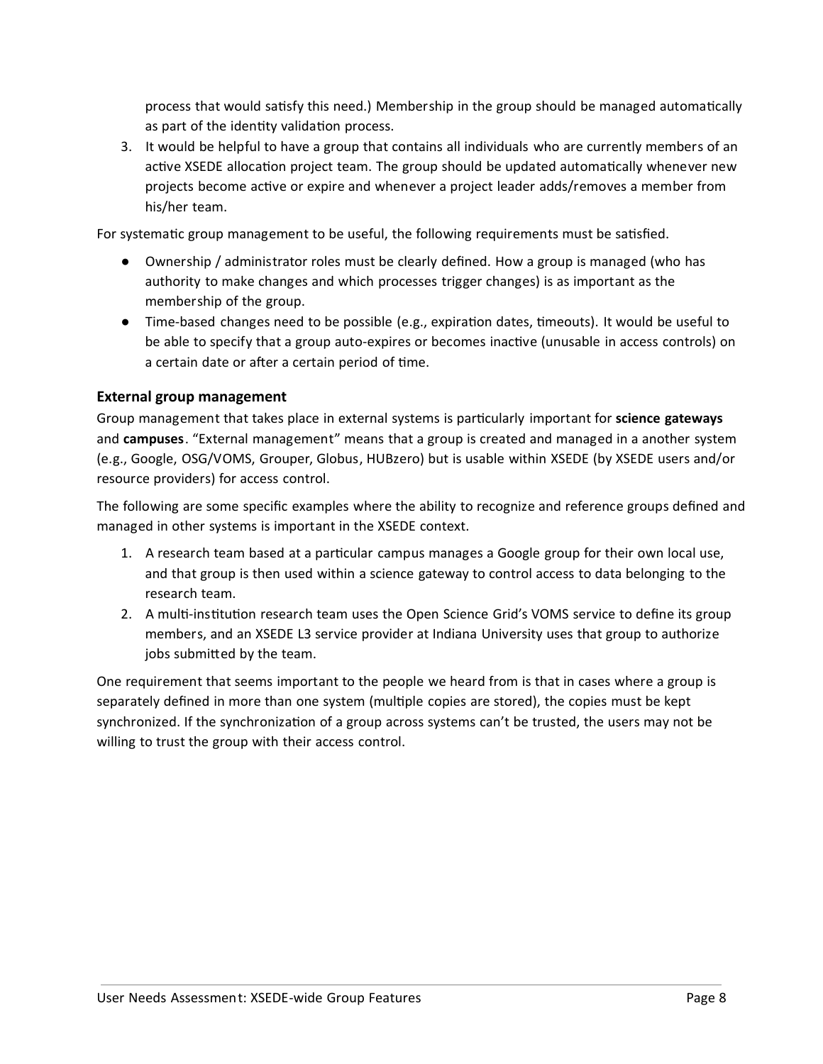process that would satisfy this need.) Membership in the group should be managed automatically as part of the identity validation process.

3. It would be helpful to have a group that contains all individuals who are currently members of an active XSEDE allocation project team. The group should be updated automatically whenever new projects become active or expire and whenever a project leader adds/removes a member from his/her team.

For systematic group management to be useful, the following requirements must be satisfied.

- Ownership / administrator roles must be clearly defined. How a group is managed (who has authority to make changes and which processes trigger changes) is as important as the membership of the group.
- Time-based changes need to be possible (e.g., expiration dates, timeouts). It would be useful to be able to specify that a group auto-expires or becomes inactive (unusable in access controls) on a certain date or after a certain period of time.

### External group management

Group management that takes place in external systems is particularly important for **science gateways** and **campuses**. "External management" means that a group is created and managed in a another system (e.g., Google, OSG/VOMS, Grouper, Globus, HUBzero) but is usable within XSEDE (by XSEDE users and/or resource providers) for access control.

The following are some specific examples where the ability to recognize and reference groups defined and managed in other systems is important in the XSEDE context.

1. A research team based at a particular campus manages a Google group for their own local use, and that group is then used within a science gateway to control access to data belonging to the research team.
2. A multi-institution research team uses the Open Science Grid's VOMS service to define its group members, and an XSEDE L3 service provider at Indiana University uses that group to authorize jobs submitted by the team.

One requirement that seems important to the people we heard from is that in cases where a group is separately defined in more than one system (multiple copies are stored), the copies must be kept synchronized. If the synchronization of a group across systems can't be trusted, the users may not be willing to trust the group with their access control.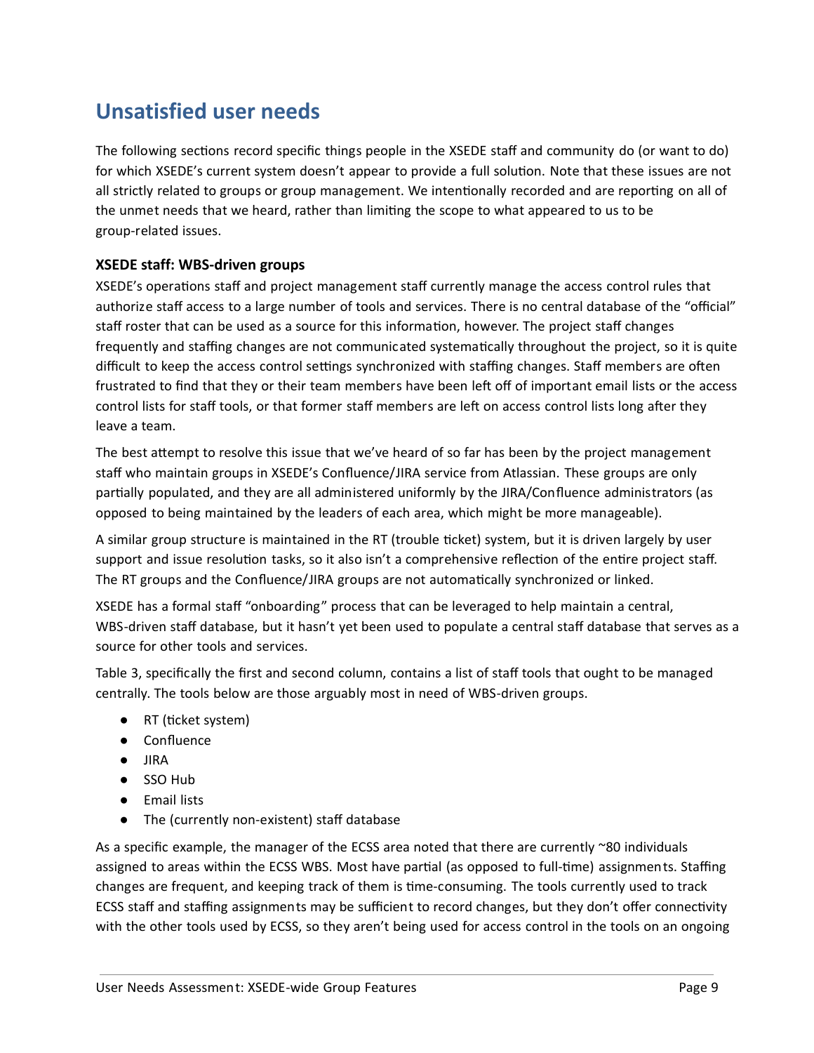# Unsatisfied user needs

The following sections record specific things people in the XSEDE staff and community do (or want to do) for which XSEDE's current system doesn't appear to provide a full solution. Note that these issues are not all strictly related to groups or group management. We intentionally recorded and are reporting on all of the unmet needs that we heard, rather than limiting the scope to what appeared to us to be group-related issues.

### XSEDE staff: WBS-driven groups

XSEDE's operations staff and project management staff currently manage the access control rules that authorize staff access to a large number of tools and services. There is no central database of the "official" staff roster that can be used as a source for this information, however. The project staff changes frequently and staffing changes are not communicated systematically throughout the project, so it is quite difficult to keep the access control settings synchronized with staffing changes. Staff members are often frustrated to find that they or their team members have been left off of important email lists or the access control lists for staff tools, or that former staff members are left on access control lists long after they leave a team.

The best attempt to resolve this issue that we've heard of so far has been by the project management staff who maintain groups in XSEDE's Confluence/JIRA service from Atlassian. These groups are only partially populated, and they are all administered uniformly by the JIRA/Confluence administrators (as opposed to being maintained by the leaders of each area, which might be more manageable).

A similar group structure is maintained in the RT (trouble ticket) system, but it is driven largely by user support and issue resolution tasks, so it also isn't a comprehensive reflection of the entire project staff. The RT groups and the Confluence/JIRA groups are not automatically synchronized or linked.

XSEDE has a formal staff "onboarding" process that can be leveraged to help maintain a central, WBS-driven staff database, but it hasn't yet been used to populate a central staff database that serves as a source for other tools and services.

Table 3, specifically the first and second column, contains a list of staff tools that ought to be managed centrally. The tools below are those arguably most in need of WBS-driven groups.

- RT (ticket system)
- Confluence
- JIRA
- SSO Hub
- Email lists
- The (currently non-existent) staff database

As a specific example, the manager of the ECSS area noted that there are currently ~80 individuals assigned to areas within the ECSS WBS. Most have partial (as opposed to full-time) assignments. Staffing changes are frequent, and keeping track of them is time-consuming. The tools currently used to track ECSS staff and staffing assignments may be sufficient to record changes, but they don't offer connectivity with the other tools used by ECSS, so they aren't being used for access control in the tools on an ongoing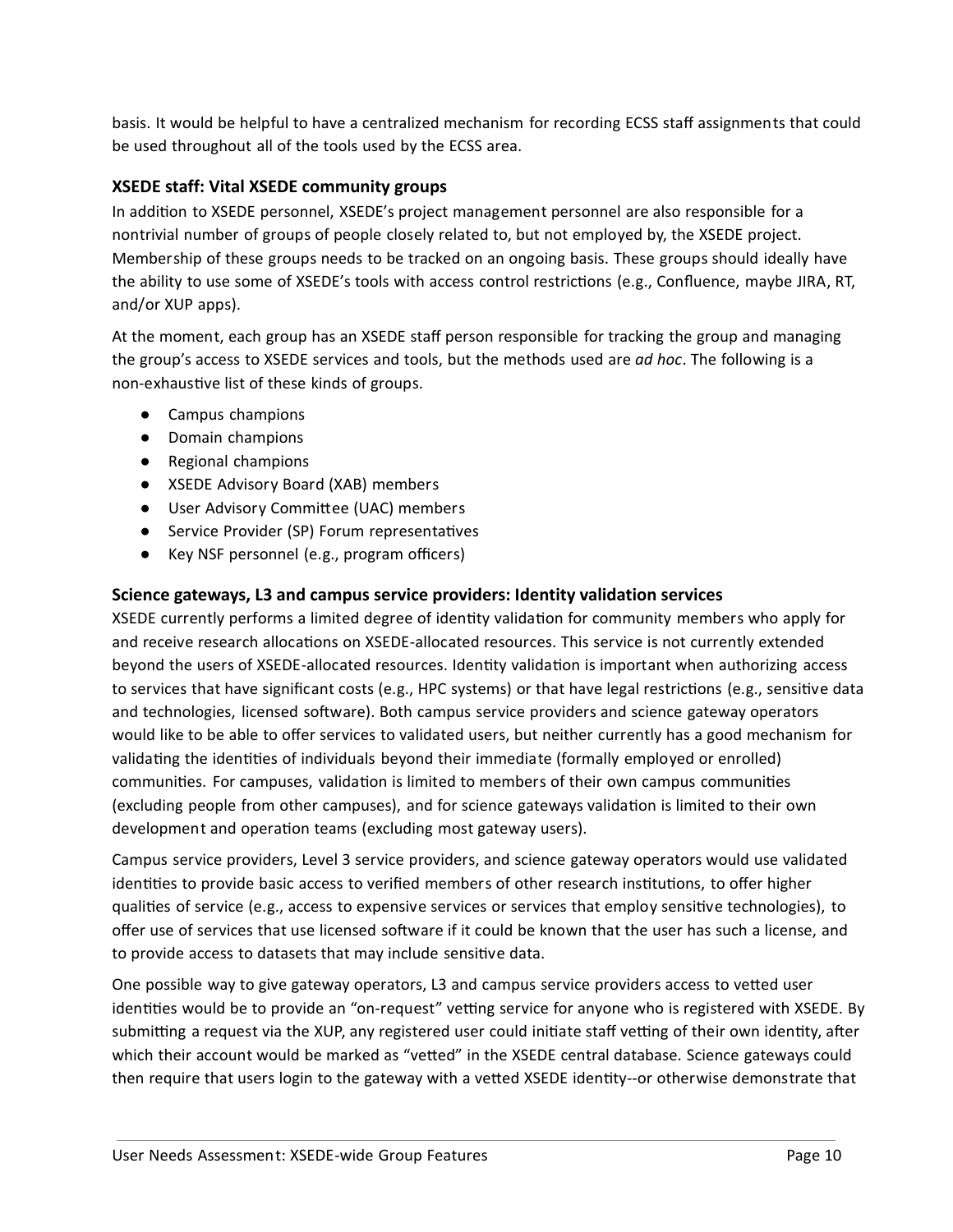basis. It would be helpful to have a centralized mechanism for recording ECSS staff assignments that could be used throughout all of the tools used by the ECSS area.

### XSEDE staff: Vital XSEDE community groups

In addition to XSEDE personnel, XSEDE's project management personnel are also responsible for a nontrivial number of groups of people closely related to, but not employed by, the XSEDE project. Membership of these groups needs to be tracked on an ongoing basis. These groups should ideally have the ability to use some of XSEDE's tools with access control restrictions (e.g., Confluence, maybe JIRA, RT, and/or XUP apps).

At the moment, each group has an XSEDE staff person responsible for tracking the group and managing the group's access to XSEDE services and tools, but the methods used are *ad hoc*. The following is a non-exhaustive list of these kinds of groups.

- Campus champions
- Domain champions
- Regional champions
- XSEDE Advisory Board (XAB) members
- User Advisory Committee (UAC) members
- Service Provider (SP) Forum representatives
- Key NSF personnel (e.g., program officers)

### Science gateways, L3 and campus service providers: Identity validation services

XSEDE currently performs a limited degree of identity validation for community members who apply for and receive research allocations on XSEDE-allocated resources. This service is not currently extended beyond the users of XSEDE-allocated resources. Identity validation is important when authorizing access to services that have significant costs (e.g., HPC systems) or that have legal restrictions (e.g., sensitive data and technologies, licensed software). Both campus service providers and science gateway operators would like to be able to offer services to validated users, but neither currently has a good mechanism for validating the identities of individuals beyond their immediate (formally employed or enrolled) communities. For campuses, validation is limited to members of their own campus communities (excluding people from other campuses), and for science gateways validation is limited to their own development and operation teams (excluding most gateway users).

Campus service providers, Level 3 service providers, and science gateway operators would use validated identities to provide basic access to verified members of other research institutions, to offer higher qualities of service (e.g., access to expensive services or services that employ sensitive technologies), to offer use of services that use licensed software if it could be known that the user has such a license, and to provide access to datasets that may include sensitive data.

One possible way to give gateway operators, L3 and campus service providers access to vetted user identities would be to provide an "on-request" vetting service for anyone who is registered with XSEDE. By submitting a request via the XUP, any registered user could initiate staff vetting of their own identity, after which their account would be marked as "vetted" in the XSEDE central database. Science gateways could then require that users login to the gateway with a vetted XSEDE identity--or otherwise demonstrate that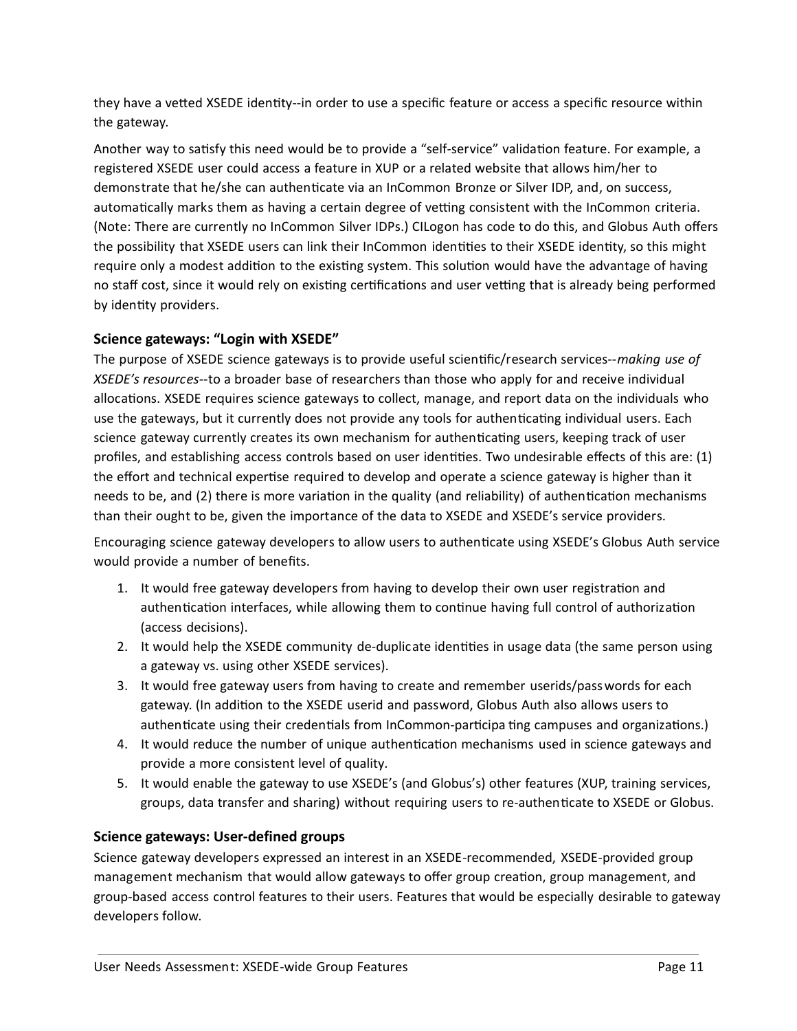they have a vetted XSEDE identity--in order to use a specific feature or access a specific resource within the gateway.

Another way to satisfy this need would be to provide a "self-service" validation feature. For example, a registered XSEDE user could access a feature in XUP or a related website that allows him/her to demonstrate that he/she can authenticate via an InCommon Bronze or Silver IDP, and, on success, automatically marks them as having a certain degree of vetting consistent with the InCommon criteria. (Note: There are currently no InCommon Silver IDPs.) CILogon has code to do this, and Globus Auth offers the possibility that XSEDE users can link their InCommon identities to their XSEDE identity, so this might require only a modest addition to the existing system. This solution would have the advantage of having no staff cost, since it would rely on existing certifications and user vetting that is already being performed by identity providers.

### Science gateways: "Login with XSEDE"

The purpose of XSEDE science gateways is to provide useful scientific/research services--*making use of XSEDE's resources*--to a broader base of researchers than those who apply for and receive individual allocations. XSEDE requires science gateways to collect, manage, and report data on the individuals who use the gateways, but it currently does not provide any tools for authenticating individual users. Each science gateway currently creates its own mechanism for authenticating users, keeping track of user profiles, and establishing access controls based on user identities. Two undesirable effects of this are: (1) the effort and technical expertise required to develop and operate a science gateway is higher than it needs to be, and (2) there is more variation in the quality (and reliability) of authentication mechanisms than their ought to be, given the importance of the data to XSEDE and XSEDE's service providers.

Encouraging science gateway developers to allow users to authenticate using XSEDE's Globus Auth service would provide a number of benefits.

1. It would free gateway developers from having to develop their own user registration and authentication interfaces, while allowing them to continue having full control of authorization (access decisions).
2. It would help the XSEDE community de-duplicate identities in usage data (the same person using a gateway vs. using other XSEDE services).
3. It would free gateway users from having to create and remember userids/passwords for each gateway. (In addition to the XSEDE userid and password, Globus Auth also allows users to authenticate using their credentials from InCommon-participating campuses and organizations.)
4. It would reduce the number of unique authentication mechanisms used in science gateways and provide a more consistent level of quality.
5. It would enable the gateway to use XSEDE's (and Globus's) other features (XUP, training services, groups, data transfer and sharing) without requiring users to re-authenticate to XSEDE or Globus.

### Science gateways: User-defined groups

Science gateway developers expressed an interest in an XSEDE-recommended, XSEDE-provided group management mechanism that would allow gateways to offer group creation, group management, and group-based access control features to their users. Features that would be especially desirable to gateway developers follow.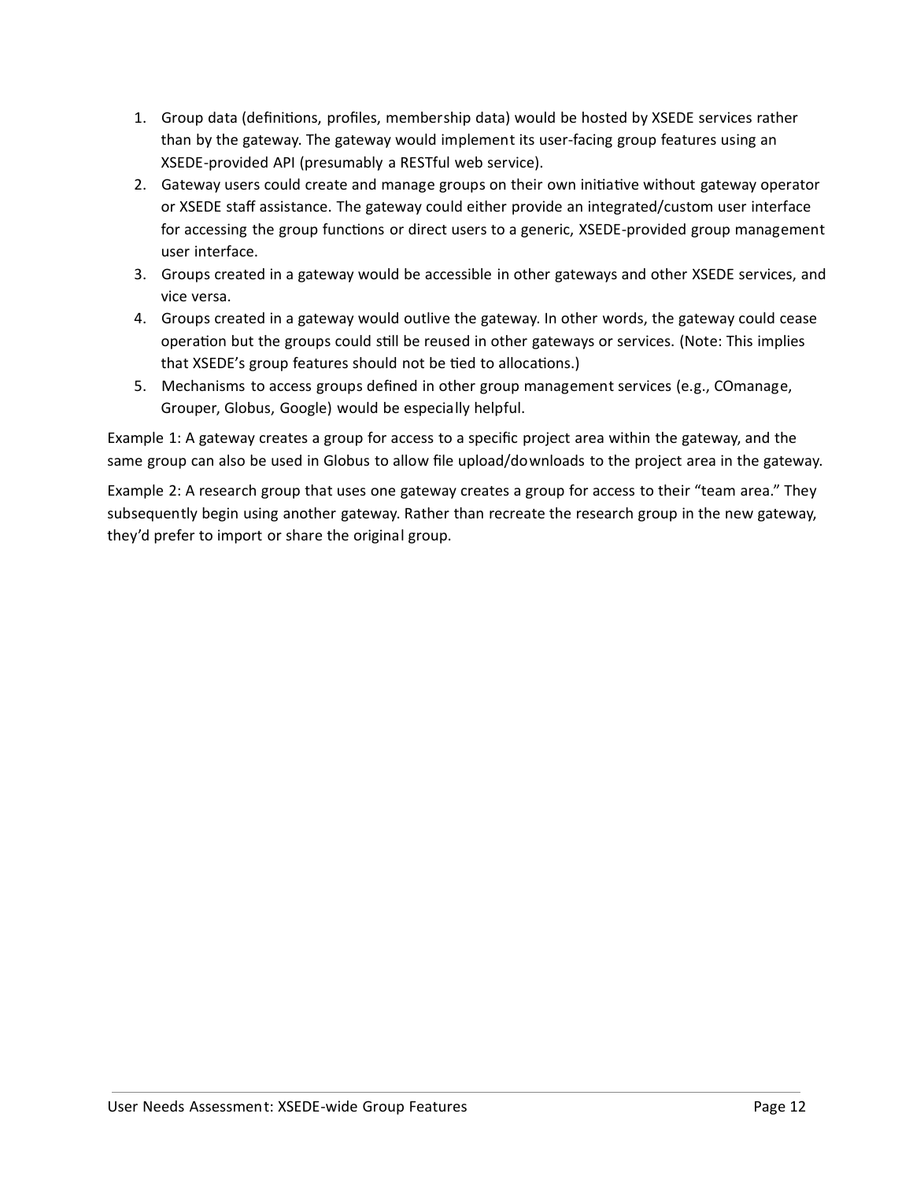1. Group data (definitions, profiles, membership data) would be hosted by XSEDE services rather than by the gateway. The gateway would implement its user-facing group features using an XSEDE-provided API (presumably a RESTful web service).
2. Gateway users could create and manage groups on their own initiative without gateway operator or XSEDE staff assistance. The gateway could either provide an integrated/custom user interface for accessing the group functions or direct users to a generic, XSEDE-provided group management user interface.
3. Groups created in a gateway would be accessible in other gateways and other XSEDE services, and vice versa.
4. Groups created in a gateway would outlive the gateway. In other words, the gateway could cease operation but the groups could still be reused in other gateways or services. (Note: This implies that XSEDE's group features should not be tied to allocations.)
5. Mechanisms to access groups defined in other group management services (e.g., COmanage, Grouper, Globus, Google) would be especially helpful.

Example 1: A gateway creates a group for access to a specific project area within the gateway, and the same group can also be used in Globus to allow file upload/downloads to the project area in the gateway.

Example 2: A research group that uses one gateway creates a group for access to their "team area." They subsequently begin using another gateway. Rather than recreate the research group in the new gateway, they'd prefer to import or share the original group.